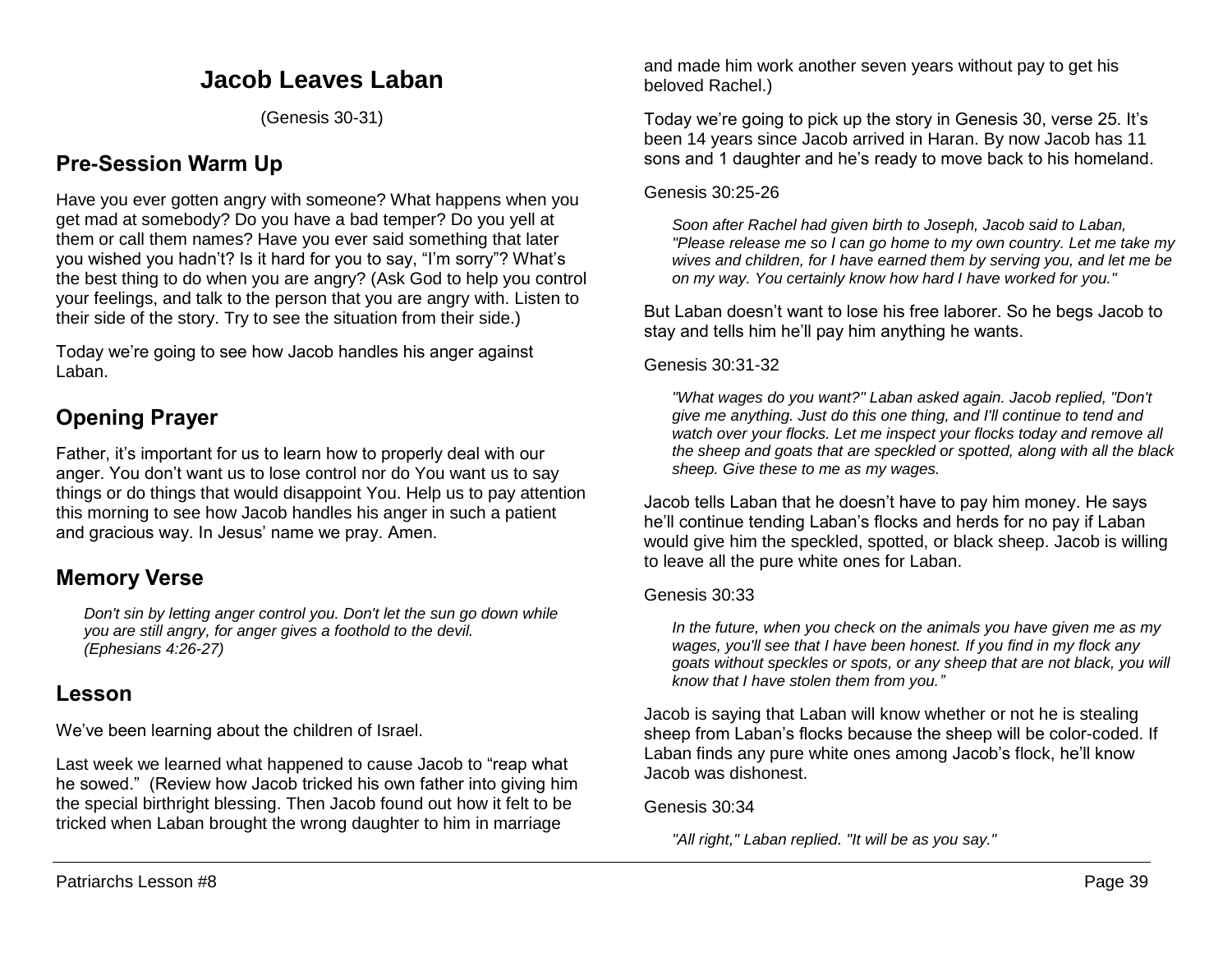# Jacob Leaves Laban

(Genesis 30-31)

## Pre-Session Warm Up

Have you ever gotten angry with someone? What happens when you get mad at somebody? Do you have a bad temper? Do you yell at them or call them names? Have you ever said something that later you wished you hadn't? Is it hard for you to say, "I'm sorry"? What's the best thing to do when you are angry? (Ask God to help you control your feelings, and talk to the person that you are angry with. Listen to their side of the story. Try to see the situation from their side.)

Today we're going to see how Jacob handles his anger against Laban.

## Opening Prayer

Father, it's important for us to learn how to properly deal with our anger. You don't want us to lose control nor do You want us to say things or do things that would disappoint You. Help us to pay attention this morning to see how Jacob handles his anger in such a patient and gracious way. In Jesus' name we pray. Amen.

## Memory Verse

> *Don't sin by letting anger control you. Don't let the sun go down while you are still angry, for anger gives a foothold to the devil. (Ephesians 4:26-27)*

## Lesson

We've been learning about the children of Israel.

Last week we learned what happened to cause Jacob to "reap what he sowed." (Review how Jacob tricked his own father into giving him the special birthright blessing. Then Jacob found out how it felt to be tricked when Laban brought the wrong daughter to him in marriage and made him work another seven years without pay to get his beloved Rachel.)

Today we're going to pick up the story in Genesis 30, verse 25. It's been 14 years since Jacob arrived in Haran. By now Jacob has 11 sons and 1 daughter and he's ready to move back to his homeland.

Genesis 30:25-26

> *Soon after Rachel had given birth to Joseph, Jacob said to Laban, "Please release me so I can go home to my own country. Let me take my wives and children, for I have earned them by serving you, and let me be on my way. You certainly know how hard I have worked for you."*

But Laban doesn't want to lose his free laborer. So he begs Jacob to stay and tells him he'll pay him anything he wants.

Genesis 30:31-32

> *"What wages do you want?" Laban asked again. Jacob replied, "Don't give me anything. Just do this one thing, and I'll continue to tend and watch over your flocks. Let me inspect your flocks today and remove all the sheep and goats that are speckled or spotted, along with all the black sheep. Give these to me as my wages.*

Jacob tells Laban that he doesn't have to pay him money. He says he'll continue tending Laban's flocks and herds for no pay if Laban would give him the speckled, spotted, or black sheep. Jacob is willing to leave all the pure white ones for Laban.

Genesis 30:33

> *In the future, when you check on the animals you have given me as my wages, you'll see that I have been honest. If you find in my flock any goats without speckles or spots, or any sheep that are not black, you will know that I have stolen them from you."*

Jacob is saying that Laban will know whether or not he is stealing sheep from Laban's flocks because the sheep will be color-coded. If Laban finds any pure white ones among Jacob's flock, he'll know Jacob was dishonest.

Genesis 30:34

> *"All right," Laban replied. "It will be as you say."*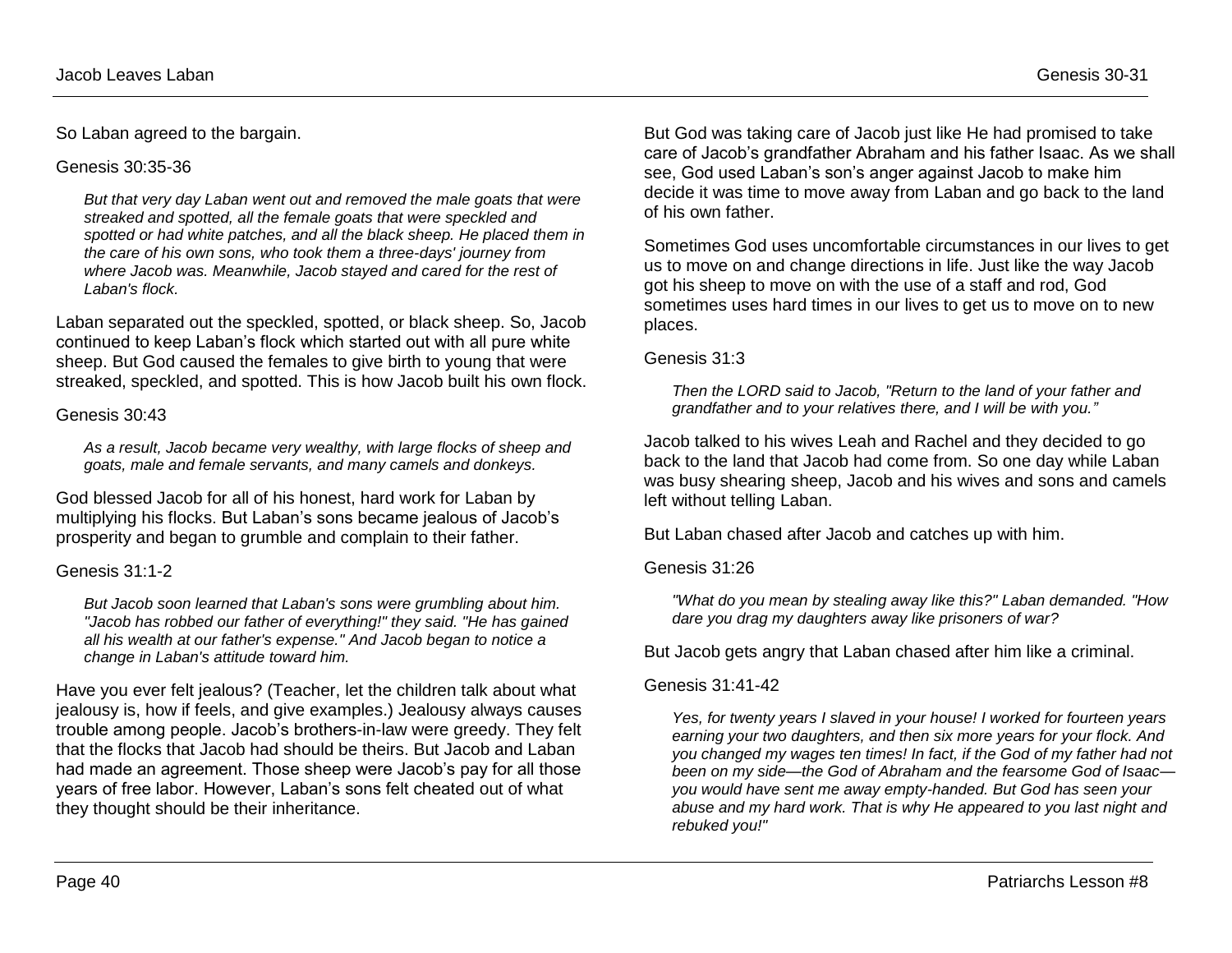So Laban agreed to the bargain.

Genesis 30:35-36

> *But that very day Laban went out and removed the male goats that were streaked and spotted, all the female goats that were speckled and spotted or had white patches, and all the black sheep. He placed them in the care of his own sons, who took them a three-days' journey from where Jacob was. Meanwhile, Jacob stayed and cared for the rest of Laban's flock.*

Laban separated out the speckled, spotted, or black sheep. So, Jacob continued to keep Laban's flock which started out with all pure white sheep. But God caused the females to give birth to young that were streaked, speckled, and spotted. This is how Jacob built his own flock.

Genesis 30:43

> *As a result, Jacob became very wealthy, with large flocks of sheep and goats, male and female servants, and many camels and donkeys.*

God blessed Jacob for all of his honest, hard work for Laban by multiplying his flocks. But Laban's sons became jealous of Jacob's prosperity and began to grumble and complain to their father.

Genesis 31:1-2

> *But Jacob soon learned that Laban's sons were grumbling about him. "Jacob has robbed our father of everything!" they said. "He has gained all his wealth at our father's expense." And Jacob began to notice a change in Laban's attitude toward him.*

Have you ever felt jealous? (Teacher, let the children talk about what jealousy is, how if feels, and give examples.) Jealousy always causes trouble among people. Jacob's brothers-in-law were greedy. They felt that the flocks that Jacob had should be theirs. But Jacob and Laban had made an agreement. Those sheep were Jacob's pay for all those years of free labor. However, Laban's sons felt cheated out of what they thought should be their inheritance.

But God was taking care of Jacob just like He had promised to take care of Jacob's grandfather Abraham and his father Isaac. As we shall see, God used Laban's son's anger against Jacob to make him decide it was time to move away from Laban and go back to the land of his own father.

Sometimes God uses uncomfortable circumstances in our lives to get us to move on and change directions in life. Just like the way Jacob got his sheep to move on with the use of a staff and rod, God sometimes uses hard times in our lives to get us to move on to new places.

Genesis 31:3

> *Then the LORD said to Jacob, "Return to the land of your father and grandfather and to your relatives there, and I will be with you."*

Jacob talked to his wives Leah and Rachel and they decided to go back to the land that Jacob had come from. So one day while Laban was busy shearing sheep, Jacob and his wives and sons and camels left without telling Laban.

But Laban chased after Jacob and catches up with him.

Genesis 31:26

> *"What do you mean by stealing away like this?" Laban demanded. "How dare you drag my daughters away like prisoners of war?*

But Jacob gets angry that Laban chased after him like a criminal.

Genesis 31:41-42

> *Yes, for twenty years I slaved in your house! I worked for fourteen years earning your two daughters, and then six more years for your flock. And you changed my wages ten times! In fact, if the God of my father had not been on my side—the God of Abraham and the fearsome God of Isaac—you would have sent me away empty-handed. But God has seen your abuse and my hard work. That is why He appeared to you last night and rebuked you!"*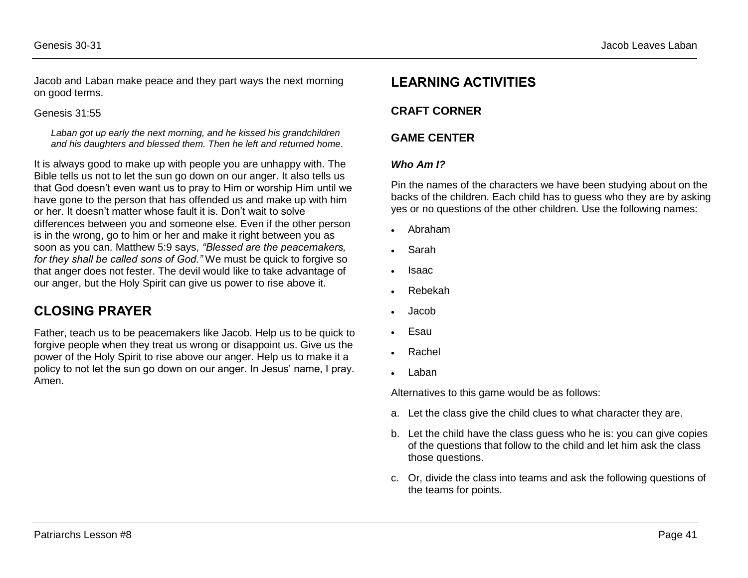Jacob and Laban make peace and they part ways the next morning on good terms.

Genesis 31:55

> *Laban got up early the next morning, and he kissed his grandchildren and his daughters and blessed them. Then he left and returned home.*

It is always good to make up with people you are unhappy with. The Bible tells us not to let the sun go down on our anger. It also tells us that God doesn't even want us to pray to Him or worship Him until we have gone to the person that has offended us and make up with him or her. It doesn't matter whose fault it is. Don't wait to solve differences between you and someone else. Even if the other person is in the wrong, go to him or her and make it right between you as soon as you can. Matthew 5:9 says, *"Blessed are the peacemakers, for they shall be called sons of God."* We must be quick to forgive so that anger does not fester. The devil would like to take advantage of our anger, but the Holy Spirit can give us power to rise above it.

## CLOSING PRAYER

Father, teach us to be peacemakers like Jacob. Help us to be quick to forgive people when they treat us wrong or disappoint us. Give us the power of the Holy Spirit to rise above our anger. Help us to make it a policy to not let the sun go down on our anger. In Jesus' name, I pray. Amen.

## LEARNING ACTIVITIES

### CRAFT CORNER

### GAME CENTER

#### *Who Am I?*

Pin the names of the characters we have been studying about on the backs of the children. Each child has to guess who they are by asking yes or no questions of the other children. Use the following names:

- Abraham
- Sarah
- Isaac
- Rebekah
- Jacob
- Esau
- Rachel
- Laban

Alternatives to this game would be as follows:

a. Let the class give the child clues to what character they are.

b. Let the child have the class guess who he is: you can give copies of the questions that follow to the child and let him ask the class those questions.

c. Or, divide the class into teams and ask the following questions of the teams for points.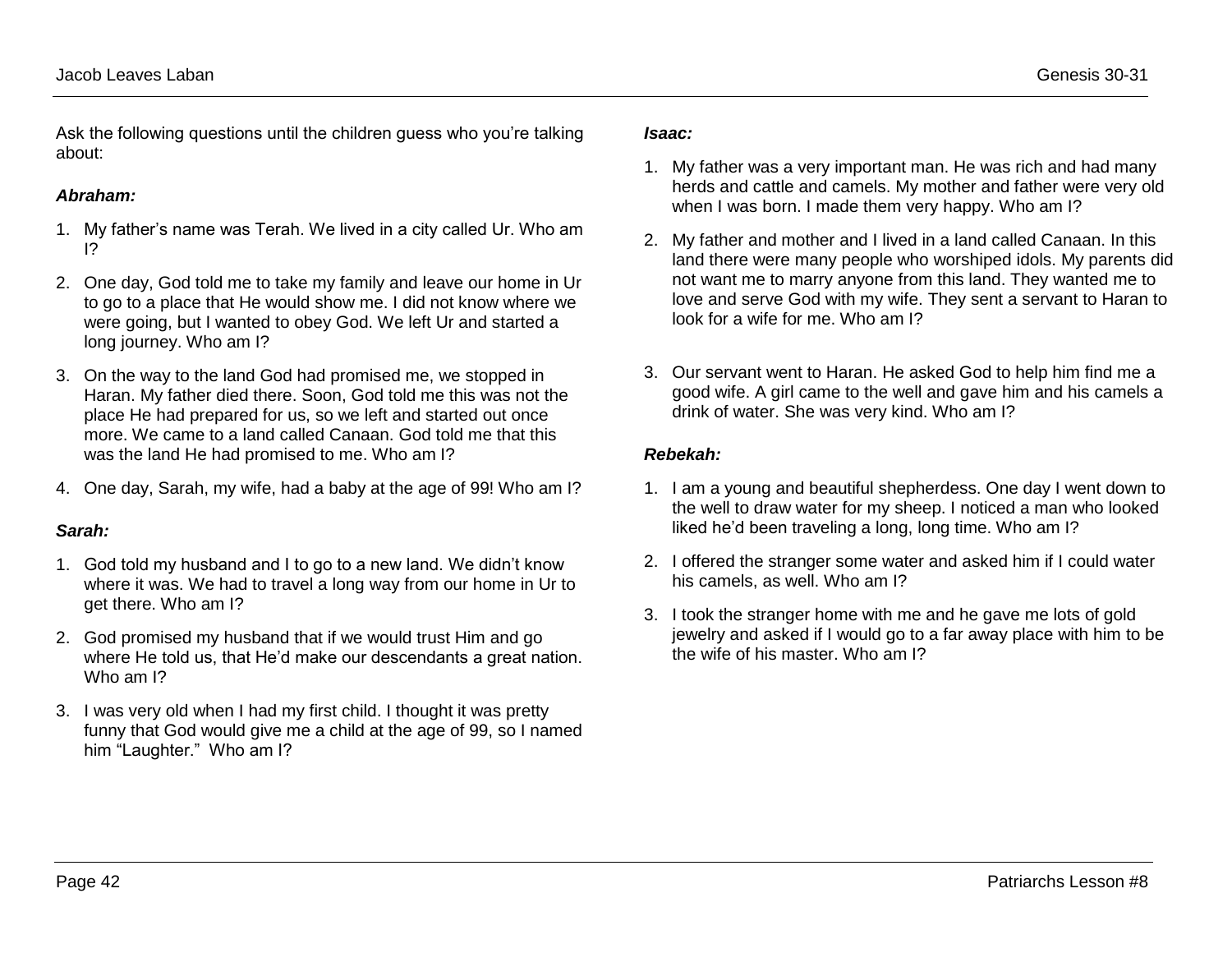Ask the following questions until the children guess who you're talking about:

***Abraham:***

1. My father's name was Terah. We lived in a city called Ur. Who am I?
2. One day, God told me to take my family and leave our home in Ur to go to a place that He would show me. I did not know where we were going, but I wanted to obey God. We left Ur and started a long journey. Who am I?
3. On the way to the land God had promised me, we stopped in Haran. My father died there. Soon, God told me this was not the place He had prepared for us, so we left and started out once more. We came to a land called Canaan. God told me that this was the land He had promised to me. Who am I?
4. One day, Sarah, my wife, had a baby at the age of 99! Who am I?

***Sarah:***

1. God told my husband and I to go to a new land. We didn't know where it was. We had to travel a long way from our home in Ur to get there. Who am I?
2. God promised my husband that if we would trust Him and go where He told us, that He'd make our descendants a great nation. Who am I?
3. I was very old when I had my first child. I thought it was pretty funny that God would give me a child at the age of 99, so I named him "Laughter." Who am I?

***Isaac:***

1. My father was a very important man. He was rich and had many herds and cattle and camels. My mother and father were very old when I was born. I made them very happy. Who am I?
2. My father and mother and I lived in a land called Canaan. In this land there were many people who worshiped idols. My parents did not want me to marry anyone from this land. They wanted me to love and serve God with my wife. They sent a servant to Haran to look for a wife for me. Who am I?
3. Our servant went to Haran. He asked God to help him find me a good wife. A girl came to the well and gave him and his camels a drink of water. She was very kind. Who am I?

***Rebekah:***

1. I am a young and beautiful shepherdess. One day I went down to the well to draw water for my sheep. I noticed a man who looked liked he'd been traveling a long, long time. Who am I?
2. I offered the stranger some water and asked him if I could water his camels, as well. Who am I?
3. I took the stranger home with me and he gave me lots of gold jewelry and asked if I would go to a far away place with him to be the wife of his master. Who am I?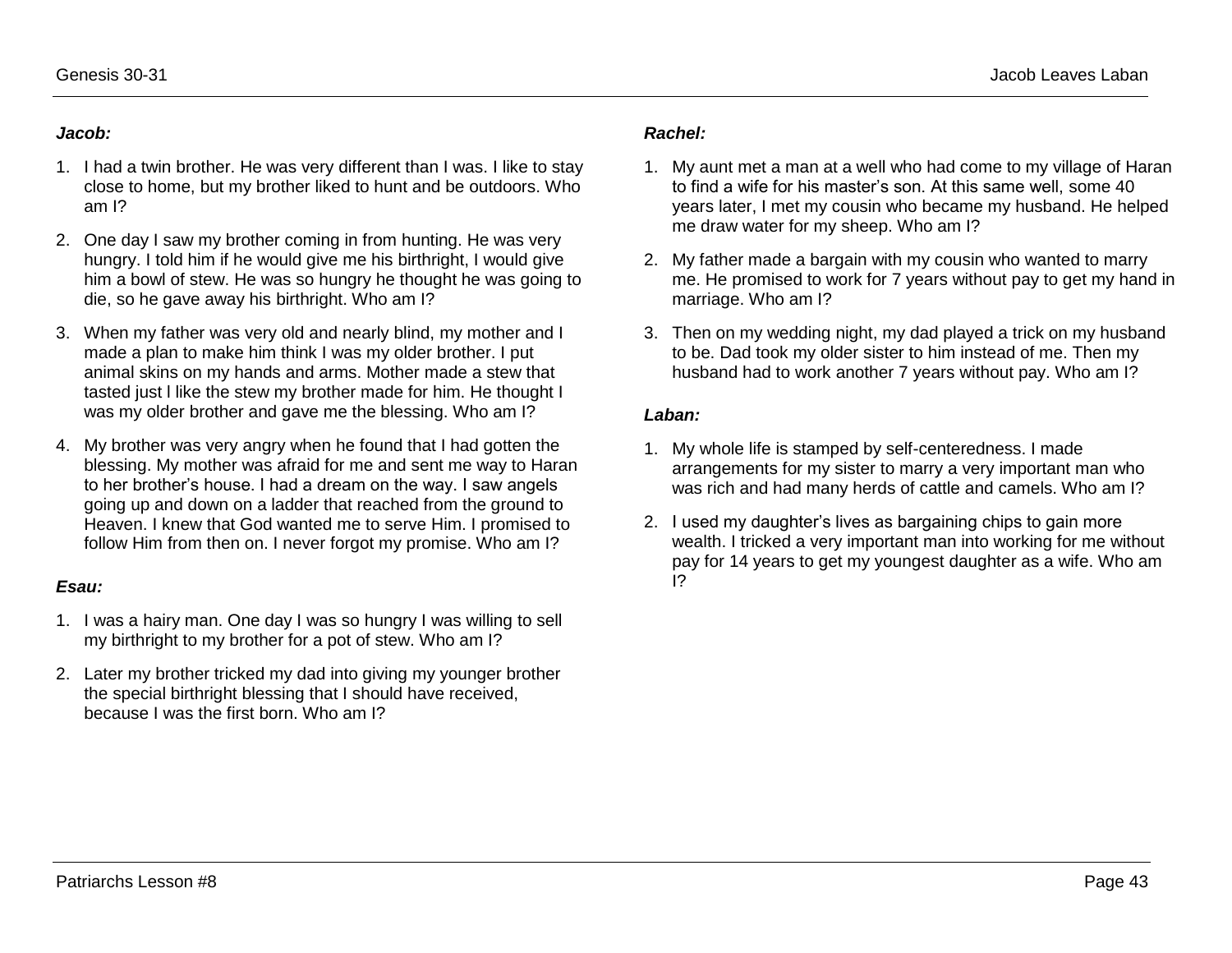***Jacob:***

1. I had a twin brother. He was very different than I was. I like to stay close to home, but my brother liked to hunt and be outdoors. Who am I?
2. One day I saw my brother coming in from hunting. He was very hungry. I told him if he would give me his birthright, I would give him a bowl of stew. He was so hungry he thought he was going to die, so he gave away his birthright. Who am I?
3. When my father was very old and nearly blind, my mother and I made a plan to make him think I was my older brother. I put animal skins on my hands and arms. Mother made a stew that tasted just l like the stew my brother made for him. He thought I was my older brother and gave me the blessing. Who am I?
4. My brother was very angry when he found that I had gotten the blessing. My mother was afraid for me and sent me way to Haran to her brother's house. I had a dream on the way. I saw angels going up and down on a ladder that reached from the ground to Heaven. I knew that God wanted me to serve Him. I promised to follow Him from then on. I never forgot my promise. Who am I?

***Esau:***

1. I was a hairy man. One day I was so hungry I was willing to sell my birthright to my brother for a pot of stew. Who am I?
2. Later my brother tricked my dad into giving my younger brother the special birthright blessing that I should have received, because I was the first born. Who am I?

***Rachel:***

1. My aunt met a man at a well who had come to my village of Haran to find a wife for his master's son. At this same well, some 40 years later, I met my cousin who became my husband. He helped me draw water for my sheep. Who am I?
2. My father made a bargain with my cousin who wanted to marry me. He promised to work for 7 years without pay to get my hand in marriage. Who am I?
3. Then on my wedding night, my dad played a trick on my husband to be. Dad took my older sister to him instead of me. Then my husband had to work another 7 years without pay. Who am I?

***Laban:***

1. My whole life is stamped by self-centeredness. I made arrangements for my sister to marry a very important man who was rich and had many herds of cattle and camels. Who am I?
2. I used my daughter's lives as bargaining chips to gain more wealth. I tricked a very important man into working for me without pay for 14 years to get my youngest daughter as a wife. Who am I?